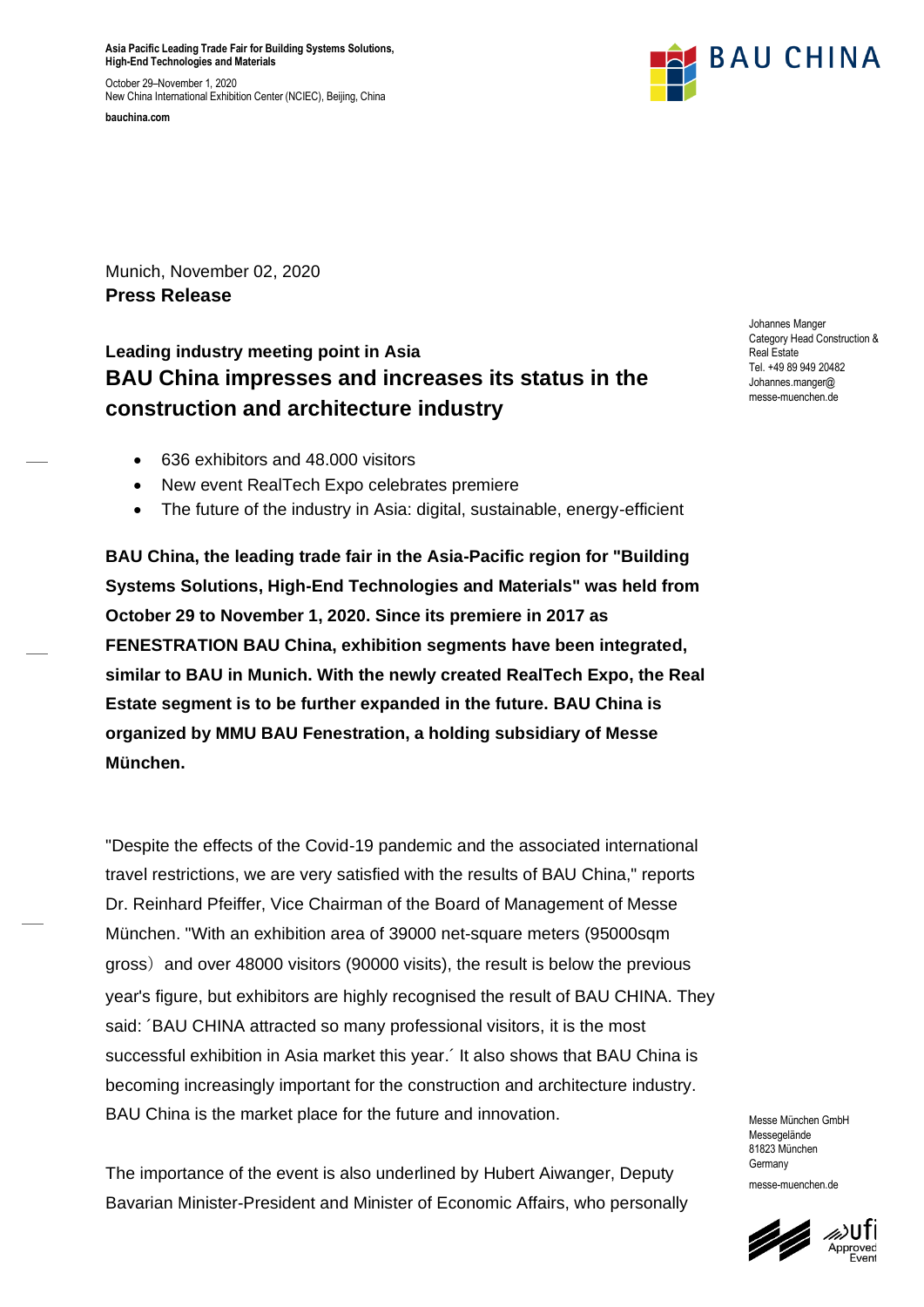Asia Pacific Leading Trade Fair for Building Systems Solutions, High-End Technologies and Materials

October 29–November 1, 2020
New China International Exhibition Center (NCIEC), Beijing, China

bauchina.com

BAU CHINA

Munich, November 02, 2020
**Press Release**

Johannes Manger
Category Head Construction & Real Estate
Tel. +49 89 949 20482
Johannes.manger@messe-muenchen.de

### Leading industry meeting point in Asia

## BAU China impresses and increases its status in the construction and architecture industry

- 636 exhibitors and 48.000 visitors
- New event RealTech Expo celebrates premiere
- The future of the industry in Asia: digital, sustainable, energy-efficient

**BAU China, the leading trade fair in the Asia-Pacific region for "Building Systems Solutions, High-End Technologies and Materials" was held from October 29 to November 1, 2020. Since its premiere in 2017 as FENESTRATION BAU China, exhibition segments have been integrated, similar to BAU in Munich. With the newly created RealTech Expo, the Real Estate segment is to be further expanded in the future. BAU China is organized by MMU BAU Fenestration, a holding subsidiary of Messe München.**

"Despite the effects of the Covid-19 pandemic and the associated international travel restrictions, we are very satisfied with the results of BAU China," reports Dr. Reinhard Pfeiffer, Vice Chairman of the Board of Management of Messe München. "With an exhibition area of 39000 net-square meters (95000sqm gross） and over 48000 visitors (90000 visits), the result is below the previous year's figure, but exhibitors are highly recognised the result of BAU CHINA. They said: ´BAU CHINA attracted so many professional visitors, it is the most successful exhibition in Asia market this year.´ It also shows that BAU China is becoming increasingly important for the construction and architecture industry. BAU China is the market place for the future and innovation.

The importance of the event is also underlined by Hubert Aiwanger, Deputy Bavarian Minister-President and Minister of Economic Affairs, who personally

Messe München GmbH
Messegelände
81823 München
Germany
messe-muenchen.de

ufi Approved Event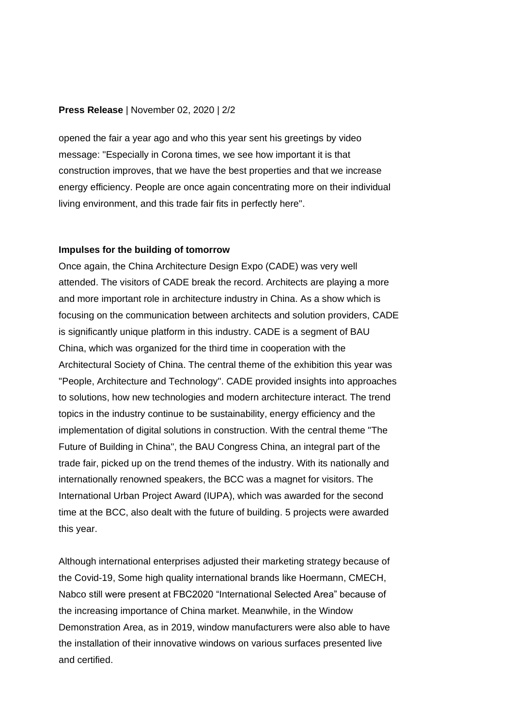opened the fair a year ago and who this year sent his greetings by video message: "Especially in Corona times, we see how important it is that construction improves, that we have the best properties and that we increase energy efficiency. People are once again concentrating more on their individual living environment, and this trade fair fits in perfectly here".

**Impulses for the building of tomorrow**

Once again, the China Architecture Design Expo (CADE) was very well attended. The visitors of CADE break the record. Architects are playing a more and more important role in architecture industry in China. As a show which is focusing on the communication between architects and solution providers, CADE is significantly unique platform in this industry. CADE is a segment of BAU China, which was organized for the third time in cooperation with the Architectural Society of China. The central theme of the exhibition this year was "People, Architecture and Technology". CADE provided insights into approaches to solutions, how new technologies and modern architecture interact. The trend topics in the industry continue to be sustainability, energy efficiency and the implementation of digital solutions in construction. With the central theme "The Future of Building in China", the BAU Congress China, an integral part of the trade fair, picked up on the trend themes of the industry. With its nationally and internationally renowned speakers, the BCC was a magnet for visitors. The International Urban Project Award (IUPA), which was awarded for the second time at the BCC, also dealt with the future of building. 5 projects were awarded this year.

Although international enterprises adjusted their marketing strategy because of the Covid-19, Some high quality international brands like Hoermann, CMECH, Nabco still were present at FBC2020 “International Selected Area” because of the increasing importance of China market. Meanwhile, in the Window Demonstration Area, as in 2019, window manufacturers were also able to have the installation of their innovative windows on various surfaces presented live and certified.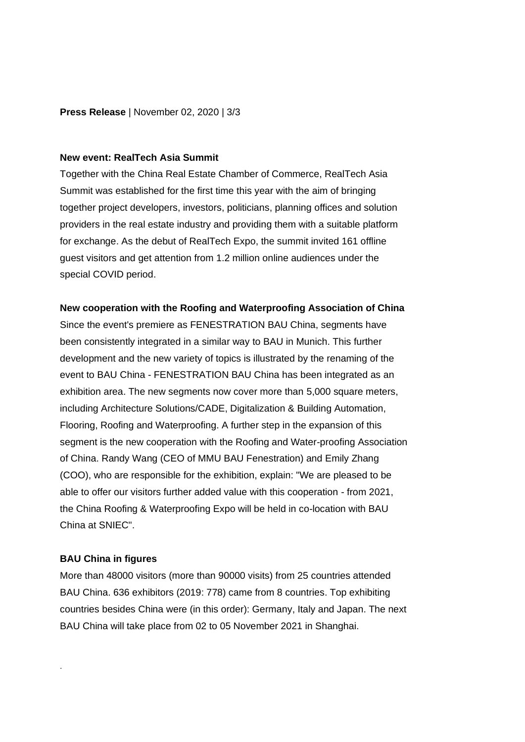**Press Release** | November 02, 2020

**New event: RealTech Asia Summit**

Together with the China Real Estate Chamber of Commerce, RealTech Asia Summit was established for the first time this year with the aim of bringing together project developers, investors, politicians, planning offices and solution providers in the real estate industry and providing them with a suitable platform for exchange. As the debut of RealTech Expo, the summit invited 161 offline guest visitors and get attention from 1.2 million online audiences under the special COVID period.

**New cooperation with the Roofing and Waterproofing Association of China**

Since the event's premiere as FENESTRATION BAU China, segments have been consistently integrated in a similar way to BAU in Munich. This further development and the new variety of topics is illustrated by the renaming of the event to BAU China - FENESTRATION BAU China has been integrated as an exhibition area. The new segments now cover more than 5,000 square meters, including Architecture Solutions/CADE, Digitalization & Building Automation, Flooring, Roofing and Waterproofing. A further step in the expansion of this segment is the new cooperation with the Roofing and Water-proofing Association of China. Randy Wang (CEO of MMU BAU Fenestration) and Emily Zhang (COO), who are responsible for the exhibition, explain: "We are pleased to be able to offer our visitors further added value with this cooperation - from 2021, the China Roofing & Waterproofing Expo will be held in co-location with BAU China at SNIEC".

**BAU China in figures**

More than 48000 visitors (more than 90000 visits) from 25 countries attended BAU China. 636 exhibitors (2019: 778) came from 8 countries. Top exhibiting countries besides China were (in this order): Germany, Italy and Japan. The next BAU China will take place from 02 to 05 November 2021 in Shanghai.

.